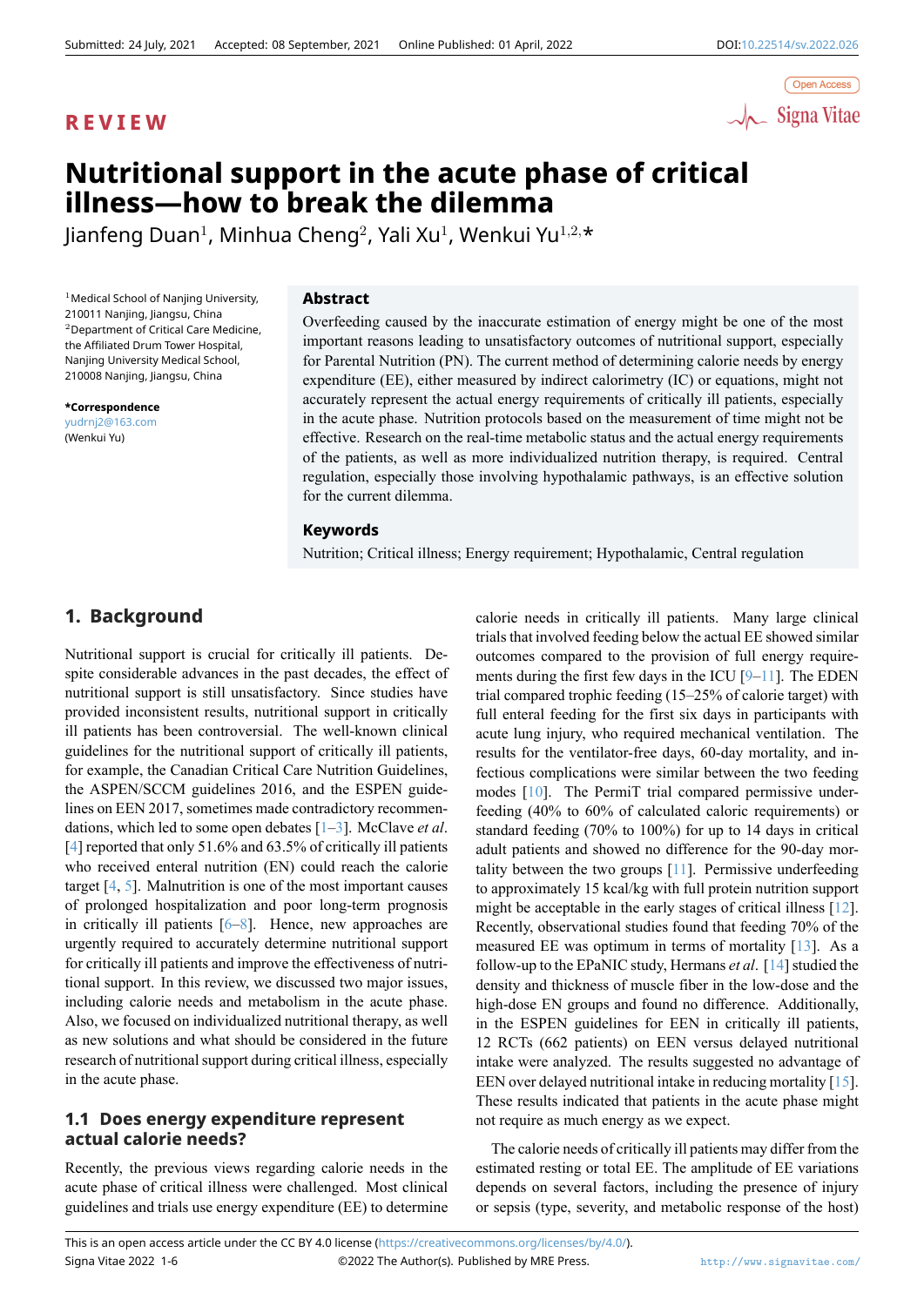Submitted: 24 July, 2021 Accepted: 08 September, 2021 Online Published: 01 April, 2022 DOI:10.22514/sv.2022.026

Open Access

**REVIEW**

# Nutritional support in the acute phase of critical illness—how to break the dilemma

Jianfeng Duan[1], Minhua Cheng[2], Yali Xu[1], Wenkui Yu[1,2,*]

[1]Medical School of Nanjing University, 210011 Nanjing, Jiangsu, China
[2]Department of Critical Care Medicine, the Affiliated Drum Tower Hospital, Nanjing University Medical School, 210008 Nanjing, Jiangsu, China

**\*Correspondence**
yudrnj2@163.com
(Wenkui Yu)

## Abstract

Overfeeding caused by the inaccurate estimation of energy might be one of the most important reasons leading to unsatisfactory outcomes of nutritional support, especially for Parental Nutrition (PN). The current method of determining calorie needs by energy expenditure (EE), either measured by indirect calorimetry (IC) or equations, might not accurately represent the actual energy requirements of critically ill patients, especially in the acute phase. Nutrition protocols based on the measurement of time might not be effective. Research on the real-time metabolic status and the actual energy requirements of the patients, as well as more individualized nutrition therapy, is required. Central regulation, especially those involving hypothalamic pathways, is an effective solution for the current dilemma.

## Keywords

Nutrition; Critical illness; Energy requirement; Hypothalamic, Central regulation

## 1. Background

Nutritional support is crucial for critically ill patients. Despite considerable advances in the past decades, the effect of nutritional support is still unsatisfactory. Since studies have provided inconsistent results, nutritional support in critically ill patients has been controversial. The well-known clinical guidelines for the nutritional support of critically ill patients, for example, the Canadian Critical Care Nutrition Guidelines, the ASPEN/SCCM guidelines 2016, and the ESPEN guidelines on EEN 2017, sometimes made contradictory recommendations, which led to some open debates [1–3]. McClave *et al*. [4] reported that only 51.6% and 63.5% of critically ill patients who received enteral nutrition (EN) could reach the calorie target [4, 5]. Malnutrition is one of the most important causes of prolonged hospitalization and poor long-term prognosis in critically ill patients [6–8]. Hence, new approaches are urgently required to accurately determine nutritional support for critically ill patients and improve the effectiveness of nutritional support. In this review, we discussed two major issues, including calorie needs and metabolism in the acute phase. Also, we focused on individualized nutritional therapy, as well as new solutions and what should be considered in the future research of nutritional support during critical illness, especially in the acute phase.

### 1.1 Does energy expenditure represent actual calorie needs?

Recently, the previous views regarding calorie needs in the acute phase of critical illness were challenged. Most clinical guidelines and trials use energy expenditure (EE) to determine calorie needs in critically ill patients. Many large clinical trials that involved feeding below the actual EE showed similar outcomes compared to the provision of full energy requirements during the first few days in the ICU [9–11]. The EDEN trial compared trophic feeding (15–25% of calorie target) with full enteral feeding for the first six days in participants with acute lung injury, who required mechanical ventilation. The results for the ventilator-free days, 60-day mortality, and infectious complications were similar between the two feeding modes [10]. The PermiT trial compared permissive underfeeding (40% to 60% of calculated caloric requirements) or standard feeding (70% to 100%) for up to 14 days in critical adult patients and showed no difference for the 90-day mortality between the two groups [11]. Permissive underfeeding to approximately 15 kcal/kg with full protein nutrition support might be acceptable in the early stages of critical illness [12]. Recently, observational studies found that feeding 70% of the measured EE was optimum in terms of mortality [13]. As a follow-up to the EPaNIC study, Hermans *et al*. [14] studied the density and thickness of muscle fiber in the low-dose and the high-dose EN groups and found no difference. Additionally, in the ESPEN guidelines for EEN in critically ill patients, 12 RCTs (662 patients) on EEN versus delayed nutritional intake were analyzed. The results suggested no advantage of EEN over delayed nutritional intake in reducing mortality [15]. These results indicated that patients in the acute phase might not require as much energy as we expect.

The calorie needs of critically ill patients may differ from the estimated resting or total EE. The amplitude of EE variations depends on several factors, including the presence of injury or sepsis (type, severity, and metabolic response of the host)

This is an open access article under the CC BY 4.0 license (https://creativecommons.org/licenses/by/4.0/).
©2022 The Author(s). Published by MRE Press.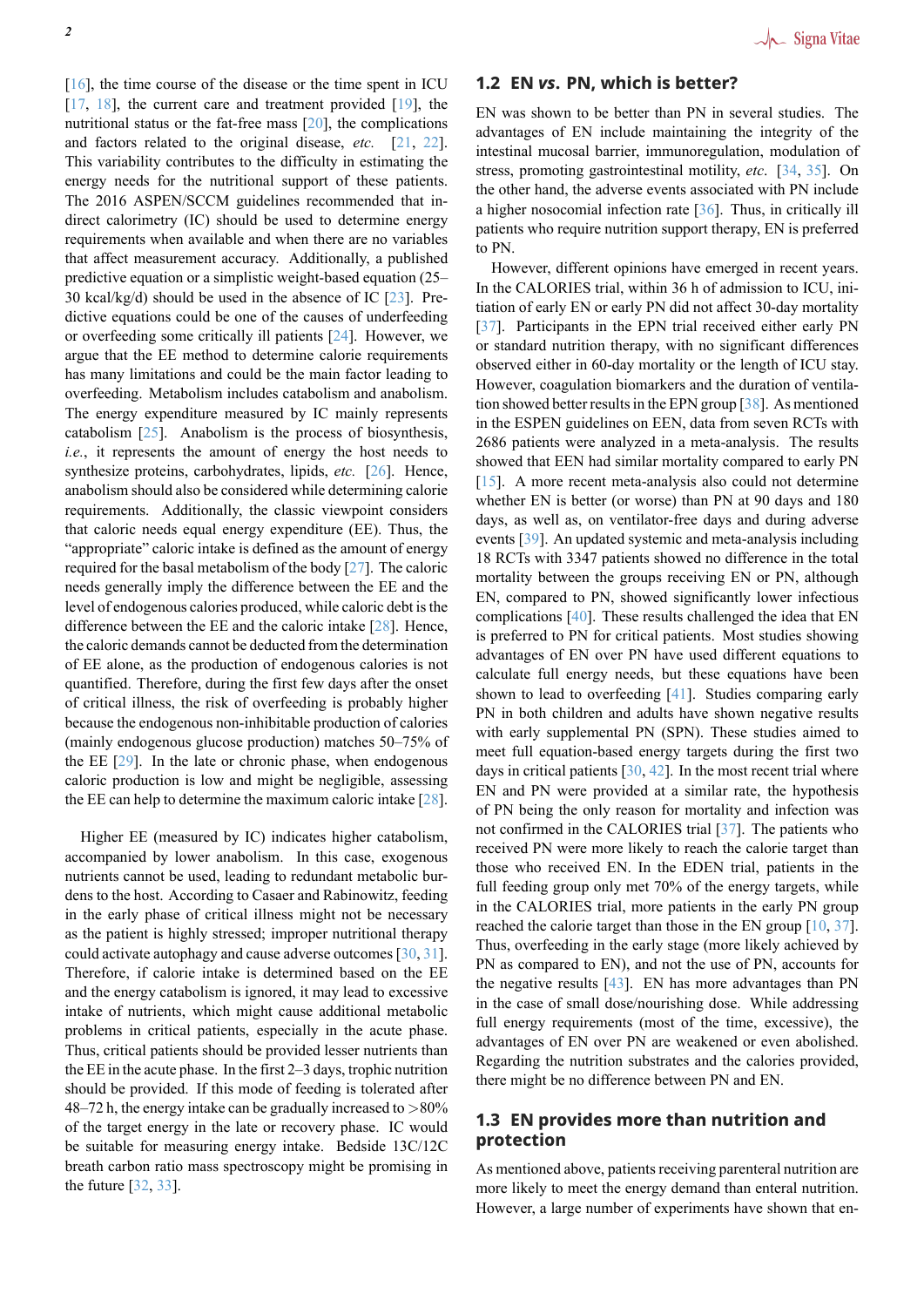[16], the time course of the disease or the time spent in ICU [17, 18], the current care and treatment provided [19], the nutritional status or the fat-free mass [20], the complications and factors related to the original disease, *etc.* [21, 22]. This variability contributes to the difficulty in estimating the energy needs for the nutritional support of these patients. The 2016 ASPEN/SCCM guidelines recommended that indirect calorimetry (IC) should be used to determine energy requirements when available and when there are no variables that affect measurement accuracy. Additionally, a published predictive equation or a simplistic weight-based equation (25–30 kcal/kg/d) should be used in the absence of IC [23]. Predictive equations could be one of the causes of underfeeding or overfeeding some critically ill patients [24]. However, we argue that the EE method to determine calorie requirements has many limitations and could be the main factor leading to overfeeding. Metabolism includes catabolism and anabolism. The energy expenditure measured by IC mainly represents catabolism [25]. Anabolism is the process of biosynthesis, *i.e.*, it represents the amount of energy the host needs to synthesize proteins, carbohydrates, lipids, *etc.* [26]. Hence, anabolism should also be considered while determining calorie requirements. Additionally, the classic viewpoint considers that caloric needs equal energy expenditure (EE). Thus, the "appropriate" caloric intake is defined as the amount of energy required for the basal metabolism of the body [27]. The caloric needs generally imply the difference between the EE and the level of endogenous calories produced, while caloric debt is the difference between the EE and the caloric intake [28]. Hence, the caloric demands cannot be deducted from the determination of EE alone, as the production of endogenous calories is not quantified. Therefore, during the first few days after the onset of critical illness, the risk of overfeeding is probably higher because the endogenous non-inhibitable production of calories (mainly endogenous glucose production) matches 50–75% of the EE [29]. In the late or chronic phase, when endogenous caloric production is low and might be negligible, assessing the EE can help to determine the maximum caloric intake [28].

Higher EE (measured by IC) indicates higher catabolism, accompanied by lower anabolism. In this case, exogenous nutrients cannot be used, leading to redundant metabolic burdens to the host. According to Casaer and Rabinowitz, feeding in the early phase of critical illness might not be necessary as the patient is highly stressed; improper nutritional therapy could activate autophagy and cause adverse outcomes [30, 31]. Therefore, if calorie intake is determined based on the EE and the energy catabolism is ignored, it may lead to excessive intake of nutrients, which might cause additional metabolic problems in critical patients, especially in the acute phase. Thus, critical patients should be provided lesser nutrients than the EE in the acute phase. In the first 2–3 days, trophic nutrition should be provided. If this mode of feeding is tolerated after 48–72 h, the energy intake can be gradually increased to >80% of the target energy in the late or recovery phase. IC would be suitable for measuring energy intake. Bedside 13C/12C breath carbon ratio mass spectroscopy might be promising in the future [32, 33].

## 1.2 EN *vs.* PN, which is better?

EN was shown to be better than PN in several studies. The advantages of EN include maintaining the integrity of the intestinal mucosal barrier, immunoregulation, modulation of stress, promoting gastrointestinal motility, *etc.* [34, 35]. On the other hand, the adverse events associated with PN include a higher nosocomial infection rate [36]. Thus, in critically ill patients who require nutrition support therapy, EN is preferred to PN.

However, different opinions have emerged in recent years. In the CALORIES trial, within 36 h of admission to ICU, initiation of early EN or early PN did not affect 30-day mortality [37]. Participants in the EPN trial received either early PN or standard nutrition therapy, with no significant differences observed either in 60-day mortality or the length of ICU stay. However, coagulation biomarkers and the duration of ventilation showed better results in the EPN group [38]. As mentioned in the ESPEN guidelines on EEN, data from seven RCTs with 2686 patients were analyzed in a meta-analysis. The results showed that EEN had similar mortality compared to early PN [15]. A more recent meta-analysis also could not determine whether EN is better (or worse) than PN at 90 days and 180 days, as well as, on ventilator-free days and during adverse events [39]. An updated systemic and meta-analysis including 18 RCTs with 3347 patients showed no difference in the total mortality between the groups receiving EN or PN, although EN, compared to PN, showed significantly lower infectious complications [40]. These results challenged the idea that EN is preferred to PN for critical patients. Most studies showing advantages of EN over PN have used different equations to calculate full energy needs, but these equations have been shown to lead to overfeeding [41]. Studies comparing early PN in both children and adults have shown negative results with early supplemental PN (SPN). These studies aimed to meet full equation-based energy targets during the first two days in critical patients [30, 42]. In the most recent trial where EN and PN were provided at a similar rate, the hypothesis of PN being the only reason for mortality and infection was not confirmed in the CALORIES trial [37]. The patients who received PN were more likely to reach the calorie target than those who received EN. In the EDEN trial, patients in the full feeding group only met 70% of the energy targets, while in the CALORIES trial, more patients in the early PN group reached the calorie target than those in the EN group [10, 37]. Thus, overfeeding in the early stage (more likely achieved by PN as compared to EN), and not the use of PN, accounts for the negative results [43]. EN has more advantages than PN in the case of small dose/nourishing dose. While addressing full energy requirements (most of the time, excessive), the advantages of EN over PN are weakened or even abolished. Regarding the nutrition substrates and the calories provided, there might be no difference between PN and EN.

## 1.3 EN provides more than nutrition and protection

As mentioned above, patients receiving parenteral nutrition are more likely to meet the energy demand than enteral nutrition. However, a large number of experiments have shown that en-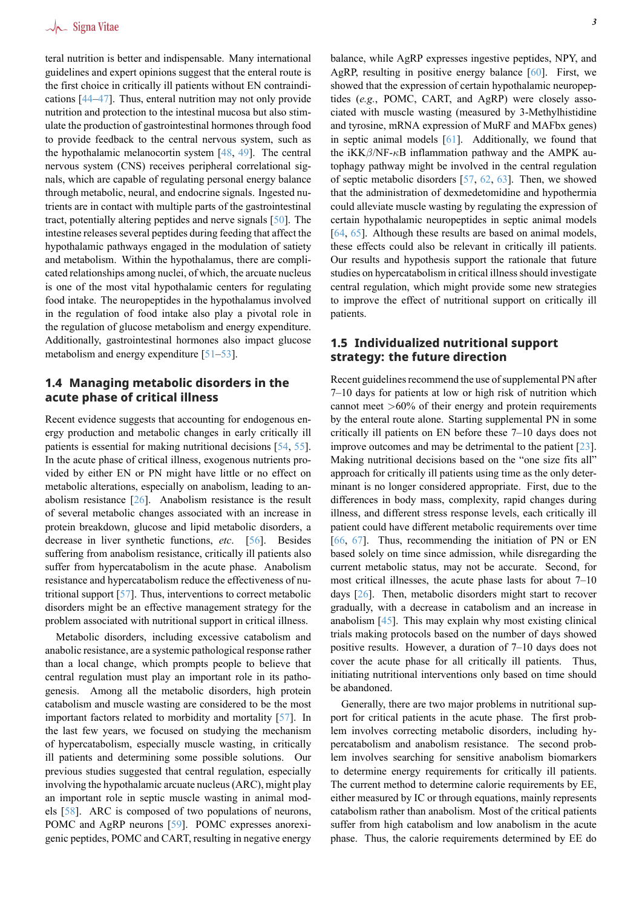teral nutrition is better and indispensable. Many international guidelines and expert opinions suggest that the enteral route is the first choice in critically ill patients without EN contraindications [44–47]. Thus, enteral nutrition may not only provide nutrition and protection to the intestinal mucosa but also stimulate the production of gastrointestinal hormones through food to provide feedback to the central nervous system, such as the hypothalamic melanocortin system [48, 49]. The central nervous system (CNS) receives peripheral correlational signals, which are capable of regulating personal energy balance through metabolic, neural, and endocrine signals. Ingested nutrients are in contact with multiple parts of the gastrointestinal tract, potentially altering peptides and nerve signals [50]. The intestine releases several peptides during feeding that affect the hypothalamic pathways engaged in the modulation of satiety and metabolism. Within the hypothalamus, there are complicated relationships among nuclei, of which, the arcuate nucleus is one of the most vital hypothalamic centers for regulating food intake. The neuropeptides in the hypothalamus involved in the regulation of food intake also play a pivotal role in the regulation of glucose metabolism and energy expenditure. Additionally, gastrointestinal hormones also impact glucose metabolism and energy expenditure [51–53].

## 1.4 Managing metabolic disorders in the acute phase of critical illness

Recent evidence suggests that accounting for endogenous energy production and metabolic changes in early critically ill patients is essential for making nutritional decisions [54, 55]. In the acute phase of critical illness, exogenous nutrients provided by either EN or PN might have little or no effect on metabolic alterations, especially on anabolism, leading to anabolism resistance [26]. Anabolism resistance is the result of several metabolic changes associated with an increase in protein breakdown, glucose and lipid metabolic disorders, a decrease in liver synthetic functions, *etc.* [56]. Besides suffering from anabolism resistance, critically ill patients also suffer from hypercatabolism in the acute phase. Anabolism resistance and hypercatabolism reduce the effectiveness of nutritional support [57]. Thus, interventions to correct metabolic disorders might be an effective management strategy for the problem associated with nutritional support in critical illness.

Metabolic disorders, including excessive catabolism and anabolic resistance, are a systemic pathological response rather than a local change, which prompts people to believe that central regulation must play an important role in its pathogenesis. Among all the metabolic disorders, high protein catabolism and muscle wasting are considered to be the most important factors related to morbidity and mortality [57]. In the last few years, we focused on studying the mechanism of hypercatabolism, especially muscle wasting, in critically ill patients and determining some possible solutions. Our previous studies suggested that central regulation, especially involving the hypothalamic arcuate nucleus (ARC), might play an important role in septic muscle wasting in animal models [58]. ARC is composed of two populations of neurons, POMC and AgRP neurons [59]. POMC expresses anorexigenic peptides, POMC and CART, resulting in negative energy balance, while AgRP expresses ingestive peptides, NPY, and AgRP, resulting in positive energy balance [60]. First, we showed that the expression of certain hypothalamic neuropeptides (*e.g.*, POMC, CART, and AgRP) were closely associated with muscle wasting (measured by 3-Methylhistidine and tyrosine, mRNA expression of MuRF and MAFbx genes) in septic animal models [61]. Additionally, we found that the iKK$\beta$/NF-$\kappa$B inflammation pathway and the AMPK autophagy pathway might be involved in the central regulation of septic metabolic disorders [57, 62, 63]. Then, we showed that the administration of dexmedetomidine and hypothermia could alleviate muscle wasting by regulating the expression of certain hypothalamic neuropeptides in septic animal models [64, 65]. Although these results are based on animal models, these effects could also be relevant in critically ill patients. Our results and hypothesis support the rationale that future studies on hypercatabolism in critical illness should investigate central regulation, which might provide some new strategies to improve the effect of nutritional support on critically ill patients.

## 1.5 Individualized nutritional support strategy: the future direction

Recent guidelines recommend the use of supplemental PN after 7–10 days for patients at low or high risk of nutrition which cannot meet >60% of their energy and protein requirements by the enteral route alone. Starting supplemental PN in some critically ill patients on EN before these 7–10 days does not improve outcomes and may be detrimental to the patient [23]. Making nutritional decisions based on the "one size fits all" approach for critically ill patients using time as the only determinant is no longer considered appropriate. First, due to the differences in body mass, complexity, rapid changes during illness, and different stress response levels, each critically ill patient could have different metabolic requirements over time [66, 67]. Thus, recommending the initiation of PN or EN based solely on time since admission, while disregarding the current metabolic status, may not be accurate. Second, for most critical illnesses, the acute phase lasts for about 7–10 days [26]. Then, metabolic disorders might start to recover gradually, with a decrease in catabolism and an increase in anabolism [45]. This may explain why most existing clinical trials making protocols based on the number of days showed positive results. However, a duration of 7–10 days does not cover the acute phase for all critically ill patients. Thus, initiating nutritional interventions only based on time should be abandoned.

Generally, there are two major problems in nutritional support for critical patients in the acute phase. The first problem involves correcting metabolic disorders, including hypercatabolism and anabolism resistance. The second problem involves searching for sensitive anabolism biomarkers to determine energy requirements for critically ill patients. The current method to determine calorie requirements by EE, either measured by IC or through equations, mainly represents catabolism rather than anabolism. Most of the critical patients suffer from high catabolism and low anabolism in the acute phase. Thus, the calorie requirements determined by EE do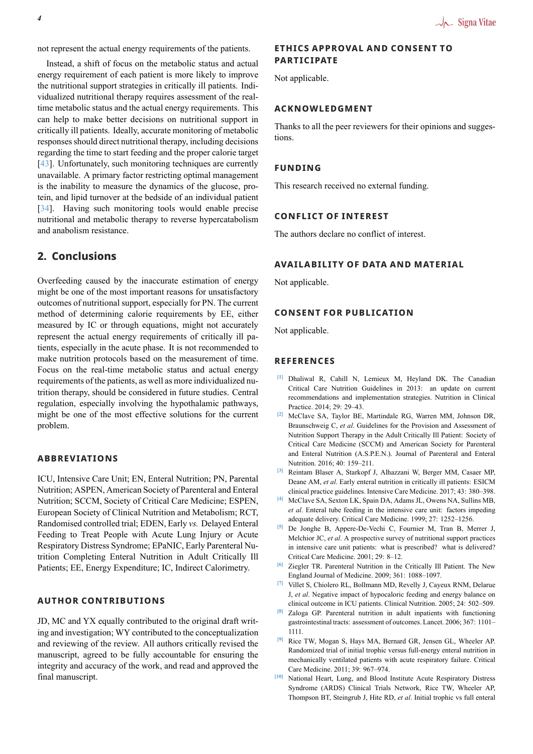not represent the actual energy requirements of the patients.

Instead, a shift of focus on the metabolic status and actual energy requirement of each patient is more likely to improve the nutritional support strategies in critically ill patients. Individualized nutritional therapy requires assessment of the real-time metabolic status and the actual energy requirements. This can help to make better decisions on nutritional support in critically ill patients. Ideally, accurate monitoring of metabolic responses should direct nutritional therapy, including decisions regarding the time to start feeding and the proper calorie target [43]. Unfortunately, such monitoring techniques are currently unavailable. A primary factor restricting optimal management is the inability to measure the dynamics of the glucose, protein, and lipid turnover at the bedside of an individual patient [34]. Having such monitoring tools would enable precise nutritional and metabolic therapy to reverse hypercatabolism and anabolism resistance.

## 2. Conclusions

Overfeeding caused by the inaccurate estimation of energy might be one of the most important reasons for unsatisfactory outcomes of nutritional support, especially for PN. The current method of determining calorie requirements by EE, either measured by IC or through equations, might not accurately represent the actual energy requirements of critically ill patients, especially in the acute phase. It is not recommended to make nutrition protocols based on the measurement of time. Focus on the real-time metabolic status and actual energy requirements of the patients, as well as more individualized nutrition therapy, should be considered in future studies. Central regulation, especially involving the hypothalamic pathways, might be one of the most effective solutions for the current problem.

### ABBREVIATIONS

ICU, Intensive Care Unit; EN, Enteral Nutrition; PN, Parental Nutrition; ASPEN, American Society of Parenteral and Enteral Nutrition; SCCM, Society of Critical Care Medicine; ESPEN, European Society of Clinical Nutrition and Metabolism; RCT, Randomised controlled trial; EDEN, Early *vs.* Delayed Enteral Feeding to Treat People with Acute Lung Injury or Acute Respiratory Distress Syndrome; EPaNIC, Early Parenteral Nutrition Completing Enteral Nutrition in Adult Critically Ill Patients; EE, Energy Expenditure; IC, Indirect Calorimetry.

### AUTHOR CONTRIBUTIONS

JD, MC and YX equally contributed to the original draft writing and investigation; WY contributed to the conceptualization and reviewing of the review. All authors critically revised the manuscript, agreed to be fully accountable for ensuring the integrity and accuracy of the work, and read and approved the final manuscript.

### ETHICS APPROVAL AND CONSENT TO PARTICIPATE

Not applicable.

### ACKNOWLEDGMENT

Thanks to all the peer reviewers for their opinions and suggestions.

### FUNDING

This research received no external funding.

### CONFLICT OF INTEREST

The authors declare no conflict of interest.

### AVAILABILITY OF DATA AND MATERIAL

Not applicable.

### CONSENT FOR PUBLICATION

Not applicable.

### REFERENCES

[1] Dhaliwal R, Cahill N, Lemieux M, Heyland DK. The Canadian Critical Care Nutrition Guidelines in 2013: an update on current recommendations and implementation strategies. Nutrition in Clinical Practice. 2014; 29: 29–43.

[2] McClave SA, Taylor BE, Martindale RG, Warren MM, Johnson DR, Braunschweig C, *et al*. Guidelines for the Provision and Assessment of Nutrition Support Therapy in the Adult Critically Ill Patient: Society of Critical Care Medicine (SCCM) and American Society for Parenteral and Enteral Nutrition (A.S.P.E.N.). Journal of Parenteral and Enteral Nutrition. 2016; 40: 159–211.

[3] Reintam Blaser A, Starkopf J, Alhazzani W, Berger MM, Casaer MP, Deane AM, *et al*. Early enteral nutrition in critically ill patients: ESICM clinical practice guidelines. Intensive Care Medicine. 2017; 43: 380–398.

[4] McClave SA, Sexton LK, Spain DA, Adams JL, Owens NA, Sullins MB, *et al*. Enteral tube feeding in the intensive care unit: factors impeding adequate delivery. Critical Care Medicine. 1999; 27: 1252–1256.

[5] De Jonghe B, Appere-De-Vechi C, Fournier M, Tran B, Merrer J, Melchior JC, *et al*. A prospective survey of nutritional support practices in intensive care unit patients: what is prescribed? what is delivered? Critical Care Medicine. 2001; 29: 8–12.

[6] Ziegler TR. Parenteral Nutrition in the Critically Ill Patient. The New England Journal of Medicine. 2009; 361: 1088–1097.

[7] Villet S, Chiolero RL, Bollmann MD, Revelly J, Cayeux RNM, Delarue J, *et al*. Negative impact of hypocaloric feeding and energy balance on clinical outcome in ICU patients. Clinical Nutrition. 2005; 24: 502–509.

[8] Zaloga GP. Parenteral nutrition in adult inpatients with functioning gastrointestinal tracts: assessment of outcomes. Lancet. 2006; 367: 1101–1111.

[9] Rice TW, Mogan S, Hays MA, Bernard GR, Jensen GL, Wheeler AP. Randomized trial of initial trophic versus full-energy enteral nutrition in mechanically ventilated patients with acute respiratory failure. Critical Care Medicine. 2011; 39: 967–974.

[10] National Heart, Lung, and Blood Institute Acute Respiratory Distress Syndrome (ARDS) Clinical Trials Network, Rice TW, Wheeler AP, Thompson BT, Steingrub J, Hite RD, *et al*. Initial trophic vs full enteral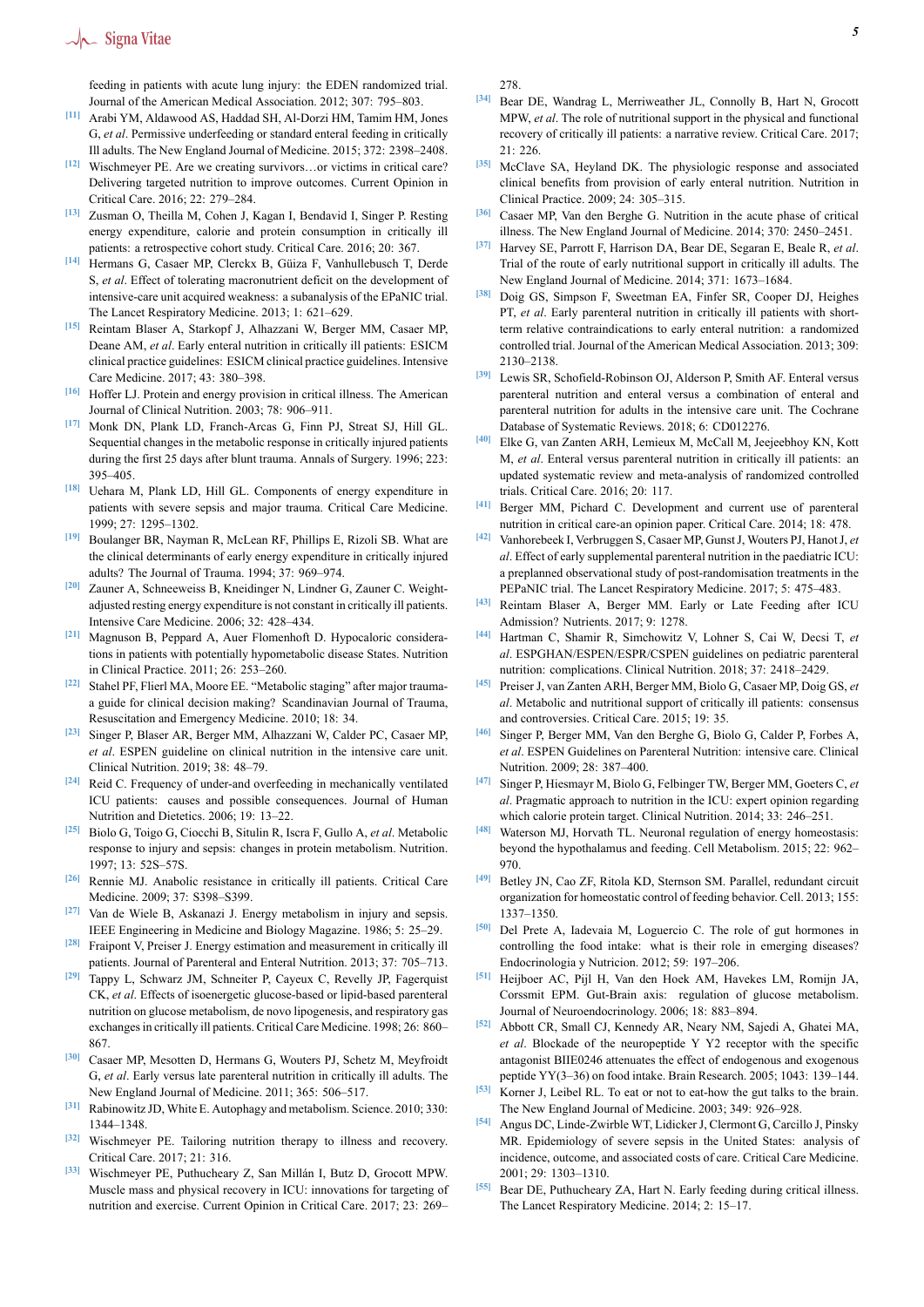feeding in patients with acute lung injury: the EDEN randomized trial. Journal of the American Medical Association. 2012; 307: 795–803.

[11] Arabi YM, Aldawood AS, Haddad SH, Al-Dorzi HM, Tamim HM, Jones G, *et al*. Permissive underfeeding or standard enteral feeding in critically Ill adults. The New England Journal of Medicine. 2015; 372: 2398–2408.

[12] Wischmeyer PE. Are we creating survivors…or victims in critical care? Delivering targeted nutrition to improve outcomes. Current Opinion in Critical Care. 2016; 22: 279–284.

[13] Zusman O, Theilla M, Cohen J, Kagan I, Bendavid I, Singer P. Resting energy expenditure, calorie and protein consumption in critically ill patients: a retrospective cohort study. Critical Care. 2016; 20: 367.

[14] Hermans G, Casaer MP, Clerckx B, Güiza F, Vanhullebusch T, Derde S, *et al*. Effect of tolerating macronutrient deficit on the development of intensive-care unit acquired weakness: a subanalysis of the EPaNIC trial. The Lancet Respiratory Medicine. 2013; 1: 621–629.

[15] Reintam Blaser A, Starkopf J, Alhazzani W, Berger MM, Casaer MP, Deane AM, *et al*. Early enteral nutrition in critically ill patients: ESICM clinical practice guidelines: ESICM clinical practice guidelines. Intensive Care Medicine. 2017; 43: 380–398.

[16] Hoffer LJ. Protein and energy provision in critical illness. The American Journal of Clinical Nutrition. 2003; 78: 906–911.

[17] Monk DN, Plank LD, Franch-Arcas G, Finn PJ, Streat SJ, Hill GL. Sequential changes in the metabolic response in critically injured patients during the first 25 days after blunt trauma. Annals of Surgery. 1996; 223: 395–405.

[18] Uehara M, Plank LD, Hill GL. Components of energy expenditure in patients with severe sepsis and major trauma. Critical Care Medicine. 1999; 27: 1295–1302.

[19] Boulanger BR, Nayman R, McLean RF, Phillips E, Rizoli SB. What are the clinical determinants of early energy expenditure in critically injured adults? The Journal of Trauma. 1994; 37: 969–974.

[20] Zauner A, Schneeweiss B, Kneidinger N, Lindner G, Zauner C. Weight-adjusted resting energy expenditure is not constant in critically ill patients. Intensive Care Medicine. 2006; 32: 428–434.

[21] Magnuson B, Peppard A, Auer Flomenhoft D. Hypocaloric considerations in patients with potentially hypometabolic disease States. Nutrition in Clinical Practice. 2011; 26: 253–260.

[22] Stahel PF, Flierl MA, Moore EE. "Metabolic staging" after major trauma-a guide for clinical decision making? Scandinavian Journal of Trauma, Resuscitation and Emergency Medicine. 2010; 18: 34.

[23] Singer P, Blaser AR, Berger MM, Alhazzani W, Calder PC, Casaer MP, *et al*. ESPEN guideline on clinical nutrition in the intensive care unit. Clinical Nutrition. 2019; 38: 48–79.

[24] Reid C. Frequency of under-and overfeeding in mechanically ventilated ICU patients: causes and possible consequences. Journal of Human Nutrition and Dietetics. 2006; 19: 13–22.

[25] Biolo G, Toigo G, Ciocchi B, Situlin R, Iscra F, Gullo A, *et al*. Metabolic response to injury and sepsis: changes in protein metabolism. Nutrition. 1997; 13: 52S–57S.

[26] Rennie MJ. Anabolic resistance in critically ill patients. Critical Care Medicine. 2009; 37: S398–S399.

[27] Van de Wiele B, Askanazi J. Energy metabolism in injury and sepsis. IEEE Engineering in Medicine and Biology Magazine. 1986; 5: 25–29.

[28] Fraipont V, Preiser J. Energy estimation and measurement in critically ill patients. Journal of Parenteral and Enteral Nutrition. 2013; 37: 705–713.

[29] Tappy L, Schwarz JM, Schneiter P, Cayeux C, Revelly JP, Fagerquist CK, *et al*. Effects of isoenergetic glucose-based or lipid-based parenteral nutrition on glucose metabolism, de novo lipogenesis, and respiratory gas exchanges in critically ill patients. Critical Care Medicine. 1998; 26: 860–867.

[30] Casaer MP, Mesotten D, Hermans G, Wouters PJ, Schetz M, Meyfroidt G, *et al*. Early versus late parenteral nutrition in critically ill adults. The New England Journal of Medicine. 2011; 365: 506–517.

[31] Rabinowitz JD, White E. Autophagy and metabolism. Science. 2010; 330: 1344–1348.

[32] Wischmeyer PE. Tailoring nutrition therapy to illness and recovery. Critical Care. 2017; 21: 316.

[33] Wischmeyer PE, Puthucheary Z, San Millán I, Butz D, Grocott MPW. Muscle mass and physical recovery in ICU: innovations for targeting of nutrition and exercise. Current Opinion in Critical Care. 2017; 23: 269–278.

[34] Bear DE, Wandrag L, Merriweather JL, Connolly B, Hart N, Grocott MPW, *et al*. The role of nutritional support in the physical and functional recovery of critically ill patients: a narrative review. Critical Care. 2017; 21: 226.

[35] McClave SA, Heyland DK. The physiologic response and associated clinical benefits from provision of early enteral nutrition. Nutrition in Clinical Practice. 2009; 24: 305–315.

[36] Casaer MP, Van den Berghe G. Nutrition in the acute phase of critical illness. The New England Journal of Medicine. 2014; 370: 2450–2451.

[37] Harvey SE, Parrott F, Harrison DA, Bear DE, Segaran E, Beale R, *et al*. Trial of the route of early nutritional support in critically ill adults. The New England Journal of Medicine. 2014; 371: 1673–1684.

[38] Doig GS, Simpson F, Sweetman EA, Finfer SR, Cooper DJ, Heighes PT, *et al*. Early parenteral nutrition in critically ill patients with short-term relative contraindications to early enteral nutrition: a randomized controlled trial. Journal of the American Medical Association. 2013; 309: 2130–2138.

[39] Lewis SR, Schofield-Robinson OJ, Alderson P, Smith AF. Enteral versus parenteral nutrition and enteral versus a combination of enteral and parenteral nutrition for adults in the intensive care unit. The Cochrane Database of Systematic Reviews. 2018; 6: CD012276.

[40] Elke G, van Zanten ARH, Lemieux M, McCall M, Jeejeebhoy KN, Kott M, *et al*. Enteral versus parenteral nutrition in critically ill patients: an updated systematic review and meta-analysis of randomized controlled trials. Critical Care. 2016; 20: 117.

[41] Berger MM, Pichard C. Development and current use of parenteral nutrition in critical care-an opinion paper. Critical Care. 2014; 18: 478.

[42] Vanhorebeek I, Verbruggen S, Casaer MP, Gunst J, Wouters PJ, Hanot J, *et al*. Effect of early supplemental parenteral nutrition in the paediatric ICU: a preplanned observational study of post-randomisation treatments in the PEPaNIC trial. The Lancet Respiratory Medicine. 2017; 5: 475–483.

[43] Reintam Blaser A, Berger MM. Early or Late Feeding after ICU Admission? Nutrients. 2017; 9: 1278.

[44] Hartman C, Shamir R, Simchowitz V, Lohner S, Cai W, Decsi T, *et al*. ESPGHAN/ESPEN/ESPR/CSPEN guidelines on pediatric parenteral nutrition: complications. Clinical Nutrition. 2018; 37: 2418–2429.

[45] Preiser J, van Zanten ARH, Berger MM, Biolo G, Casaer MP, Doig GS, *et al*. Metabolic and nutritional support of critically ill patients: consensus and controversies. Critical Care. 2015; 19: 35.

[46] Singer P, Berger MM, Van den Berghe G, Biolo G, Calder P, Forbes A, *et al*. ESPEN Guidelines on Parenteral Nutrition: intensive care. Clinical Nutrition. 2009; 28: 387–400.

[47] Singer P, Hiesmayr M, Biolo G, Felbinger TW, Berger MM, Goeters C, *et al*. Pragmatic approach to nutrition in the ICU: expert opinion regarding which calorie protein target. Clinical Nutrition. 2014; 33: 246–251.

[48] Waterson MJ, Horvath TL. Neuronal regulation of energy homeostasis: beyond the hypothalamus and feeding. Cell Metabolism. 2015; 22: 962–970.

[49] Betley JN, Cao ZF, Ritola KD, Sternson SM. Parallel, redundant circuit organization for homeostatic control of feeding behavior. Cell. 2013; 155: 1337–1350.

[50] Del Prete A, Iadevaia M, Loguercio C. The role of gut hormones in controlling the food intake: what is their role in emerging diseases? Endocrinologia y Nutricion. 2012; 59: 197–206.

[51] Heijboer AC, Pijl H, Van den Hoek AM, Havekes LM, Romijn JA, Corssmit EPM. Gut-Brain axis: regulation of glucose metabolism. Journal of Neuroendocrinology. 2006; 18: 883–894.

[52] Abbott CR, Small CJ, Kennedy AR, Neary NM, Sajedi A, Ghatei MA, *et al*. Blockade of the neuropeptide Y Y2 receptor with the specific antagonist BIIE0246 attenuates the effect of endogenous and exogenous peptide YY(3–36) on food intake. Brain Research. 2005; 1043: 139–144.

[53] Korner J, Leibel RL. To eat or not to eat-how the gut talks to the brain. The New England Journal of Medicine. 2003; 349: 926–928.

[54] Angus DC, Linde-Zwirble WT, Lidicker J, Clermont G, Carcillo J, Pinsky MR. Epidemiology of severe sepsis in the United States: analysis of incidence, outcome, and associated costs of care. Critical Care Medicine. 2001; 29: 1303–1310.

[55] Bear DE, Puthucheary ZA, Hart N. Early feeding during critical illness. The Lancet Respiratory Medicine. 2014; 2: 15–17.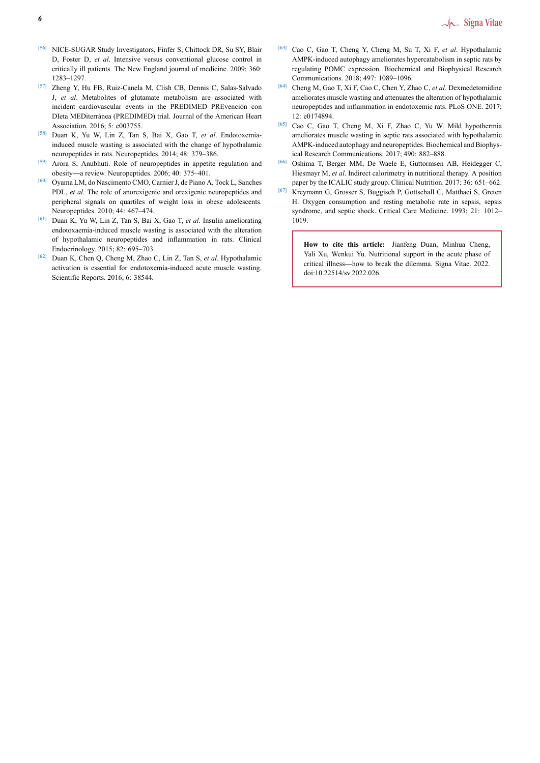[56] NICE-SUGAR Study Investigators, Finfer S, Chittock DR, Su SY, Blair D, Foster D, *et al*. Intensive versus conventional glucose control in critically ill patients. The New England journal of medicine. 2009; 360: 1283–1297.

[57] Zheng Y, Hu FB, Ruiz-Canela M, Clish CB, Dennis C, Salas-Salvado J, *et al*. Metabolites of glutamate metabolism are associated with incident cardiovascular events in the PREDIMED PREvención con DIeta MEDiterránea (PREDIMED) trial. Journal of the American Heart Association. 2016; 5: e003755.

[58] Duan K, Yu W, Lin Z, Tan S, Bai X, Gao T, *et al*. Endotoxemia-induced muscle wasting is associated with the change of hypothalamic neuropeptides in rats. Neuropeptides. 2014; 48: 379–386.

[59] Arora S, Anubhuti. Role of neuropeptides in appetite regulation and obesity—a review. Neuropeptides. 2006; 40: 375–401.

[60] Oyama LM, do Nascimento CMO, Carnier J, de Piano A, Tock L, Sanches PDL, *et al*. The role of anorexigenic and orexigenic neuropeptides and peripheral signals on quartiles of weight loss in obese adolescents. Neuropeptides. 2010; 44: 467–474.

[61] Duan K, Yu W, Lin Z, Tan S, Bai X, Gao T, *et al*. Insulin ameliorating endotoxaemia-induced muscle wasting is associated with the alteration of hypothalamic neuropeptides and inflammation in rats. Clinical Endocrinology. 2015; 82: 695–703.

[62] Duan K, Chen Q, Cheng M, Zhao C, Lin Z, Tan S, *et al*. Hypothalamic activation is essential for endotoxemia-induced acute muscle wasting. Scientific Reports. 2016; 6: 38544.

[63] Cao C, Gao T, Cheng Y, Cheng M, Su T, Xi F, *et al*. Hypothalamic AMPK-induced autophagy ameliorates hypercatabolism in septic rats by regulating POMC expression. Biochemical and Biophysical Research Communications. 2018; 497: 1089–1096.

[64] Cheng M, Gao T, Xi F, Cao C, Chen Y, Zhao C, *et al*. Dexmedetomidine ameliorates muscle wasting and attenuates the alteration of hypothalamic neuropeptides and inflammation in endotoxemic rats. PLoS ONE. 2017; 12: e0174894.

[65] Cao C, Gao T, Cheng M, Xi F, Zhao C, Yu W. Mild hypothermia ameliorates muscle wasting in septic rats associated with hypothalamic AMPK-induced autophagy and neuropeptides. Biochemical and Biophysical Research Communications. 2017; 490: 882–888.

[66] Oshima T, Berger MM, De Waele E, Guttormsen AB, Heidegger C, Hiesmayr M, *et al*. Indirect calorimetry in nutritional therapy. A position paper by the ICALIC study group. Clinical Nutrition. 2017; 36: 651–662.

[67] Kreymann G, Grosser S, Buggisch P, Gottschall C, Matthaei S, Greten H. Oxygen consumption and resting metabolic rate in sepsis, sepsis syndrome, and septic shock. Critical Care Medicine. 1993; 21: 1012–1019.

**How to cite this article:** Jianfeng Duan, Minhua Cheng, Yali Xu, Wenkui Yu. Nutritional support in the acute phase of critical illness—how to break the dilemma. Signa Vitae. 2022. doi:10.22514/sv.2022.026.